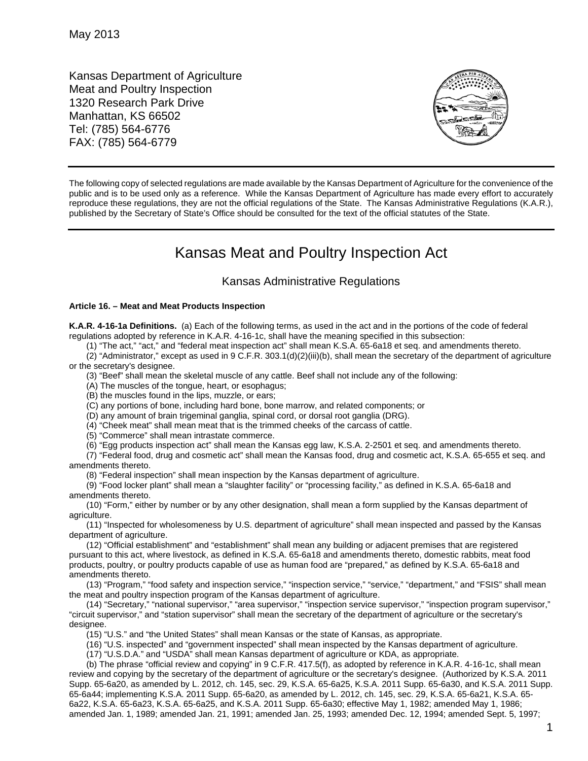May 2013

Kansas Department of Agriculture
Meat and Poultry Inspection
1320 Research Park Drive
Manhattan, KS 66502
Tel: (785) 564-6776
FAX: (785) 564-6779

---

The following copy of selected regulations are made available by the Kansas Department of Agriculture for the convenience of the public and is to be used only as a reference. While the Kansas Department of Agriculture has made every effort to accurately reproduce these regulations, they are not the official regulations of the State. The Kansas Administrative Regulations (K.A.R.), published by the Secretary of State's Office should be consulted for the text of the official statutes of the State.

---

# Kansas Meat and Poultry Inspection Act

## Kansas Administrative Regulations

**Article 16. – Meat and Meat Products Inspection**

**K.A.R. 4-16-1a Definitions.** (a) Each of the following terms, as used in the act and in the portions of the code of federal regulations adopted by reference in K.A.R. 4-16-1c, shall have the meaning specified in this subsection:

(1) "The act," "act," and "federal meat inspection act" shall mean K.S.A. 65-6a18 et seq. and amendments thereto.

(2) "Administrator," except as used in 9 C.F.R. 303.1(d)(2)(iii)(b), shall mean the secretary of the department of agriculture or the secretary's designee.

(3) "Beef" shall mean the skeletal muscle of any cattle. Beef shall not include any of the following:

(A) The muscles of the tongue, heart, or esophagus;

(B) the muscles found in the lips, muzzle, or ears;

(C) any portions of bone, including hard bone, bone marrow, and related components; or

(D) any amount of brain trigeminal ganglia, spinal cord, or dorsal root ganglia (DRG).

(4) "Cheek meat" shall mean meat that is the trimmed cheeks of the carcass of cattle.

(5) "Commerce" shall mean intrastate commerce.

(6) "Egg products inspection act" shall mean the Kansas egg law, K.S.A. 2-2501 et seq. and amendments thereto.

(7) "Federal food, drug and cosmetic act" shall mean the Kansas food, drug and cosmetic act, K.S.A. 65-655 et seq. and amendments thereto.

(8) "Federal inspection" shall mean inspection by the Kansas department of agriculture.

(9) "Food locker plant" shall mean a "slaughter facility" or "processing facility," as defined in K.S.A. 65-6a18 and amendments thereto.

(10) "Form," either by number or by any other designation, shall mean a form supplied by the Kansas department of agriculture.

(11) "Inspected for wholesomeness by U.S. department of agriculture" shall mean inspected and passed by the Kansas department of agriculture.

(12) "Official establishment" and "establishment" shall mean any building or adjacent premises that are registered pursuant to this act, where livestock, as defined in K.S.A. 65-6a18 and amendments thereto, domestic rabbits, meat food products, poultry, or poultry products capable of use as human food are "prepared," as defined by K.S.A. 65-6a18 and amendments thereto.

(13) "Program," "food safety and inspection service," "inspection service," "service," "department," and "FSIS" shall mean the meat and poultry inspection program of the Kansas department of agriculture.

(14) "Secretary," "national supervisor," "area supervisor," "inspection service supervisor," "inspection program supervisor," "circuit supervisor," and "station supervisor" shall mean the secretary of the department of agriculture or the secretary's designee.

(15) "U.S." and "the United States" shall mean Kansas or the state of Kansas, as appropriate.

(16) "U.S. inspected" and "government inspected" shall mean inspected by the Kansas department of agriculture.

(17) "U.S.D.A." and "USDA" shall mean Kansas department of agriculture or KDA, as appropriate.

(b) The phrase "official review and copying" in 9 C.F.R. 417.5(f), as adopted by reference in K.A.R. 4-16-1c, shall mean review and copying by the secretary of the department of agriculture or the secretary's designee. (Authorized by K.S.A. 2011 Supp. 65-6a20, as amended by L. 2012, ch. 145, sec. 29, K.S.A. 65-6a25, K.S.A. 2011 Supp. 65-6a30, and K.S.A. 2011 Supp. 65-6a44; implementing K.S.A. 2011 Supp. 65-6a20, as amended by L. 2012, ch. 145, sec. 29, K.S.A. 65-6a21, K.S.A. 65-6a22, K.S.A. 65-6a23, K.S.A. 65-6a25, and K.S.A. 2011 Supp. 65-6a30; effective May 1, 1982; amended May 1, 1986; amended Jan. 1, 1989; amended Jan. 21, 1991; amended Jan. 25, 1993; amended Dec. 12, 1994; amended Sept. 5, 1997;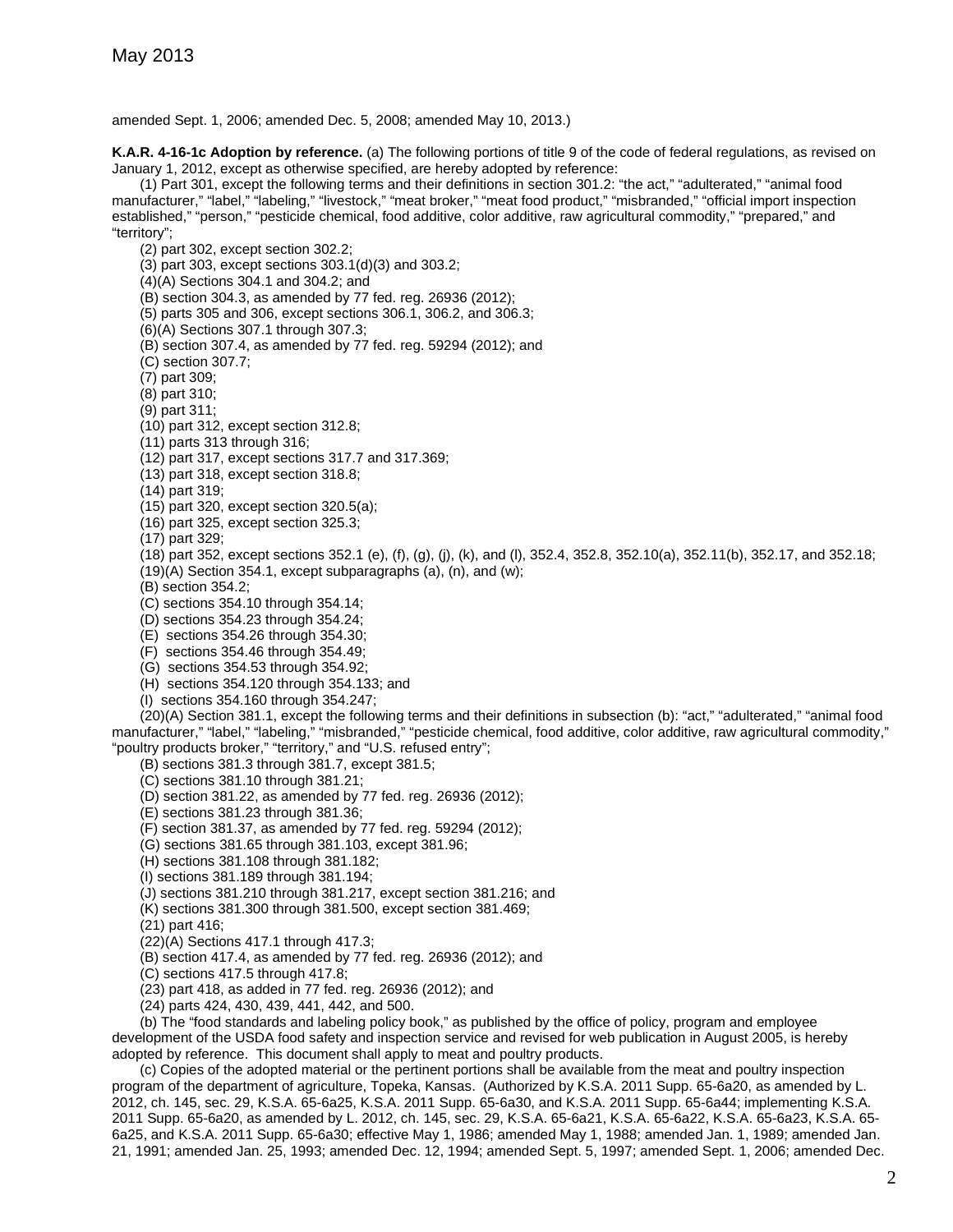amended Sept. 1, 2006; amended Dec. 5, 2008; amended May 10, 2013.)

**K.A.R. 4-16-1c Adoption by reference.** (a) The following portions of title 9 of the code of federal regulations, as revised on January 1, 2012, except as otherwise specified, are hereby adopted by reference:

(1) Part 301, except the following terms and their definitions in section 301.2: "the act," "adulterated," "animal food manufacturer," "label," "labeling," "livestock," "meat broker," "meat food product," "misbranded," "official import inspection established," "person," "pesticide chemical, food additive, color additive, raw agricultural commodity," "prepared," and "territory";

(2) part 302, except section 302.2;

(3) part 303, except sections 303.1(d)(3) and 303.2;

(4)(A) Sections 304.1 and 304.2; and

(B) section 304.3, as amended by 77 fed. reg. 26936 (2012);

(5) parts 305 and 306, except sections 306.1, 306.2, and 306.3;

(6)(A) Sections 307.1 through 307.3;

(B) section 307.4, as amended by 77 fed. reg. 59294 (2012); and

(C) section 307.7;

(7) part 309;

(8) part 310;

(9) part 311;

(10) part 312, except section 312.8;

(11) parts 313 through 316;

(12) part 317, except sections 317.7 and 317.369;

(13) part 318, except section 318.8;

(14) part 319;

(15) part 320, except section 320.5(a);

(16) part 325, except section 325.3;

(17) part 329;

(18) part 352, except sections 352.1 (e), (f), (g), (j), (k), and (l), 352.4, 352.8, 352.10(a), 352.11(b), 352.17, and 352.18;

(19)(A) Section 354.1, except subparagraphs (a), (n), and (w);

(B) section 354.2;

(C) sections 354.10 through 354.14;

(D) sections 354.23 through 354.24;

(E) sections 354.26 through 354.30;

(F) sections 354.46 through 354.49;

(G) sections 354.53 through 354.92;

(H) sections 354.120 through 354.133; and

(I) sections 354.160 through 354.247;

(20)(A) Section 381.1, except the following terms and their definitions in subsection (b): "act," "adulterated," "animal food manufacturer," "label," "labeling," "misbranded," "pesticide chemical, food additive, color additive, raw agricultural commodity," "poultry products broker," "territory," and "U.S. refused entry";

(B) sections 381.3 through 381.7, except 381.5;

(C) sections 381.10 through 381.21;

(D) section 381.22, as amended by 77 fed. reg. 26936 (2012);

(E) sections 381.23 through 381.36;

(F) section 381.37, as amended by 77 fed. reg. 59294 (2012);

(G) sections 381.65 through 381.103, except 381.96;

(H) sections 381.108 through 381.182;

(I) sections 381.189 through 381.194;

(J) sections 381.210 through 381.217, except section 381.216; and

(K) sections 381.300 through 381.500, except section 381.469;

(21) part 416;

(22)(A) Sections 417.1 through 417.3;

(B) section 417.4, as amended by 77 fed. reg. 26936 (2012); and

(C) sections 417.5 through 417.8;

(23) part 418, as added in 77 fed. reg. 26936 (2012); and

(24) parts 424, 430, 439, 441, 442, and 500.

(b) The "food standards and labeling policy book," as published by the office of policy, program and employee development of the USDA food safety and inspection service and revised for web publication in August 2005, is hereby adopted by reference. This document shall apply to meat and poultry products.

(c) Copies of the adopted material or the pertinent portions shall be available from the meat and poultry inspection program of the department of agriculture, Topeka, Kansas. (Authorized by K.S.A. 2011 Supp. 65-6a20, as amended by L. 2012, ch. 145, sec. 29, K.S.A. 65-6a25, K.S.A. 2011 Supp. 65-6a30, and K.S.A. 2011 Supp. 65-6a44; implementing K.S.A. 2011 Supp. 65-6a20, as amended by L. 2012, ch. 145, sec. 29, K.S.A. 65-6a21, K.S.A. 65-6a22, K.S.A. 65-6a23, K.S.A. 65-6a25, and K.S.A. 2011 Supp. 65-6a30; effective May 1, 1986; amended May 1, 1988; amended Jan. 1, 1989; amended Jan. 21, 1991; amended Jan. 25, 1993; amended Dec. 12, 1994; amended Sept. 5, 1997; amended Sept. 1, 2006; amended Dec.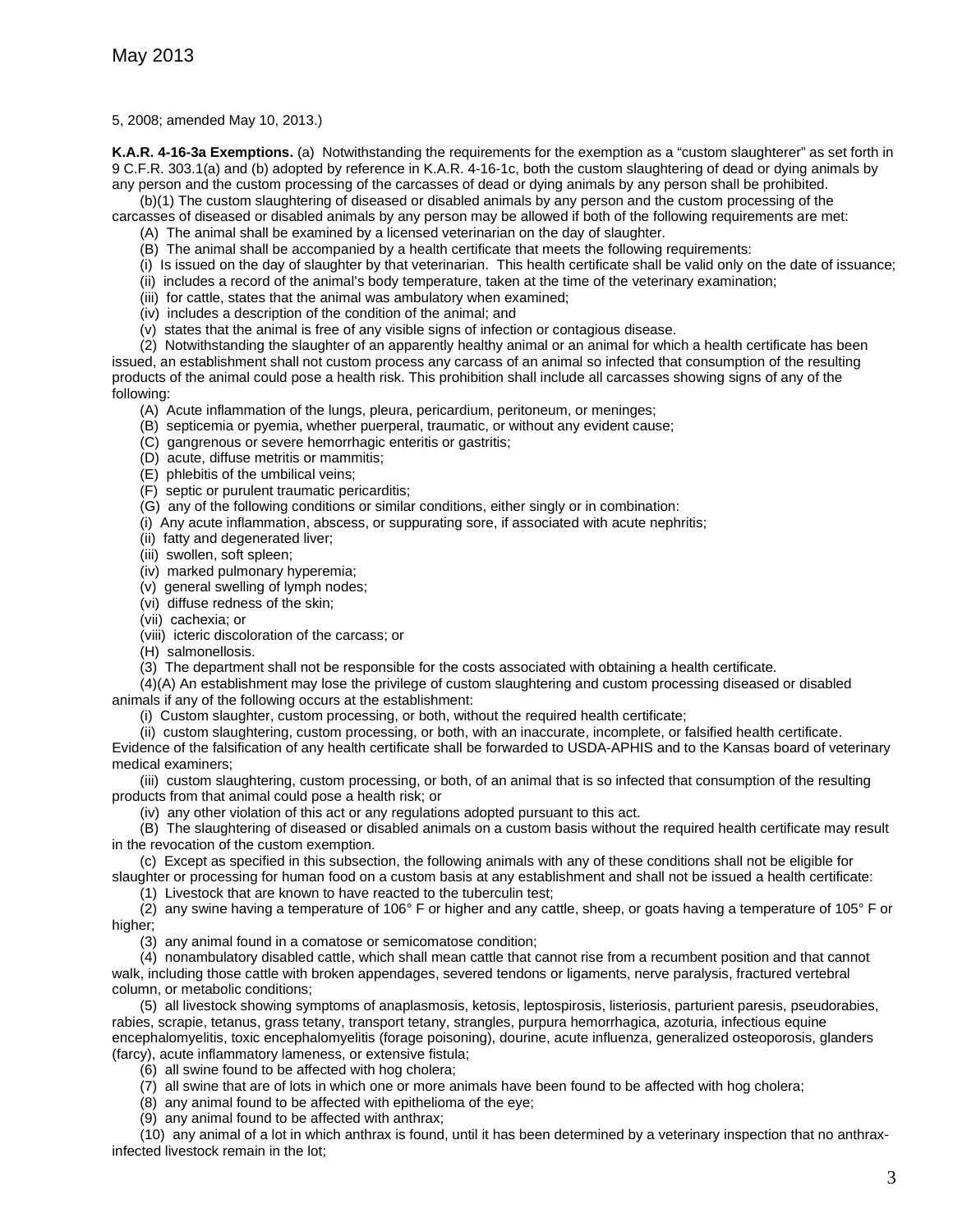5, 2008; amended May 10, 2013.)

**K.A.R. 4-16-3a Exemptions.** (a) Notwithstanding the requirements for the exemption as a "custom slaughterer" as set forth in 9 C.F.R. 303.1(a) and (b) adopted by reference in K.A.R. 4-16-1c, both the custom slaughtering of dead or dying animals by any person and the custom processing of the carcasses of dead or dying animals by any person shall be prohibited.

(b)(1) The custom slaughtering of diseased or disabled animals by any person and the custom processing of the carcasses of diseased or disabled animals by any person may be allowed if both of the following requirements are met:

(A) The animal shall be examined by a licensed veterinarian on the day of slaughter.

(B) The animal shall be accompanied by a health certificate that meets the following requirements:

(i) Is issued on the day of slaughter by that veterinarian. This health certificate shall be valid only on the date of issuance;

(ii) includes a record of the animal's body temperature, taken at the time of the veterinary examination;

(iii) for cattle, states that the animal was ambulatory when examined;

(iv) includes a description of the condition of the animal; and

(v) states that the animal is free of any visible signs of infection or contagious disease.

(2) Notwithstanding the slaughter of an apparently healthy animal or an animal for which a health certificate has been issued, an establishment shall not custom process any carcass of an animal so infected that consumption of the resulting products of the animal could pose a health risk. This prohibition shall include all carcasses showing signs of any of the following:

(A) Acute inflammation of the lungs, pleura, pericardium, peritoneum, or meninges;

(B) septicemia or pyemia, whether puerperal, traumatic, or without any evident cause;

(C) gangrenous or severe hemorrhagic enteritis or gastritis;

(D) acute, diffuse metritis or mammitis;

(E) phlebitis of the umbilical veins;

(F) septic or purulent traumatic pericarditis;

(G) any of the following conditions or similar conditions, either singly or in combination:

(i) Any acute inflammation, abscess, or suppurating sore, if associated with acute nephritis;

(ii) fatty and degenerated liver;

(iii) swollen, soft spleen;

(iv) marked pulmonary hyperemia;

(v) general swelling of lymph nodes;

(vi) diffuse redness of the skin;

(vii) cachexia; or

(viii) icteric discoloration of the carcass; or

(H) salmonellosis.

(3) The department shall not be responsible for the costs associated with obtaining a health certificate.

(4)(A) An establishment may lose the privilege of custom slaughtering and custom processing diseased or disabled animals if any of the following occurs at the establishment:

(i) Custom slaughter, custom processing, or both, without the required health certificate;

(ii) custom slaughtering, custom processing, or both, with an inaccurate, incomplete, or falsified health certificate. Evidence of the falsification of any health certificate shall be forwarded to USDA-APHIS and to the Kansas board of veterinary medical examiners;

(iii) custom slaughtering, custom processing, or both, of an animal that is so infected that consumption of the resulting products from that animal could pose a health risk; or

(iv) any other violation of this act or any regulations adopted pursuant to this act.

(B) The slaughtering of diseased or disabled animals on a custom basis without the required health certificate may result in the revocation of the custom exemption.

(c) Except as specified in this subsection, the following animals with any of these conditions shall not be eligible for slaughter or processing for human food on a custom basis at any establishment and shall not be issued a health certificate:

(1) Livestock that are known to have reacted to the tuberculin test;

(2) any swine having a temperature of 106° F or higher and any cattle, sheep, or goats having a temperature of 105° F or higher;

(3) any animal found in a comatose or semicomatose condition;

(4) nonambulatory disabled cattle, which shall mean cattle that cannot rise from a recumbent position and that cannot walk, including those cattle with broken appendages, severed tendons or ligaments, nerve paralysis, fractured vertebral column, or metabolic conditions;

(5) all livestock showing symptoms of anaplasmosis, ketosis, leptospirosis, listeriosis, parturient paresis, pseudorabies, rabies, scrapie, tetanus, grass tetany, transport tetany, strangles, purpura hemorrhagica, azoturia, infectious equine encephalomyelitis, toxic encephalomyelitis (forage poisoning), dourine, acute influenza, generalized osteoporosis, glanders (farcy), acute inflammatory lameness, or extensive fistula;

(6) all swine found to be affected with hog cholera;

(7) all swine that are of lots in which one or more animals have been found to be affected with hog cholera;

(8) any animal found to be affected with epithelioma of the eye;

(9) any animal found to be affected with anthrax;

(10) any animal of a lot in which anthrax is found, until it has been determined by a veterinary inspection that no anthrax-infected livestock remain in the lot;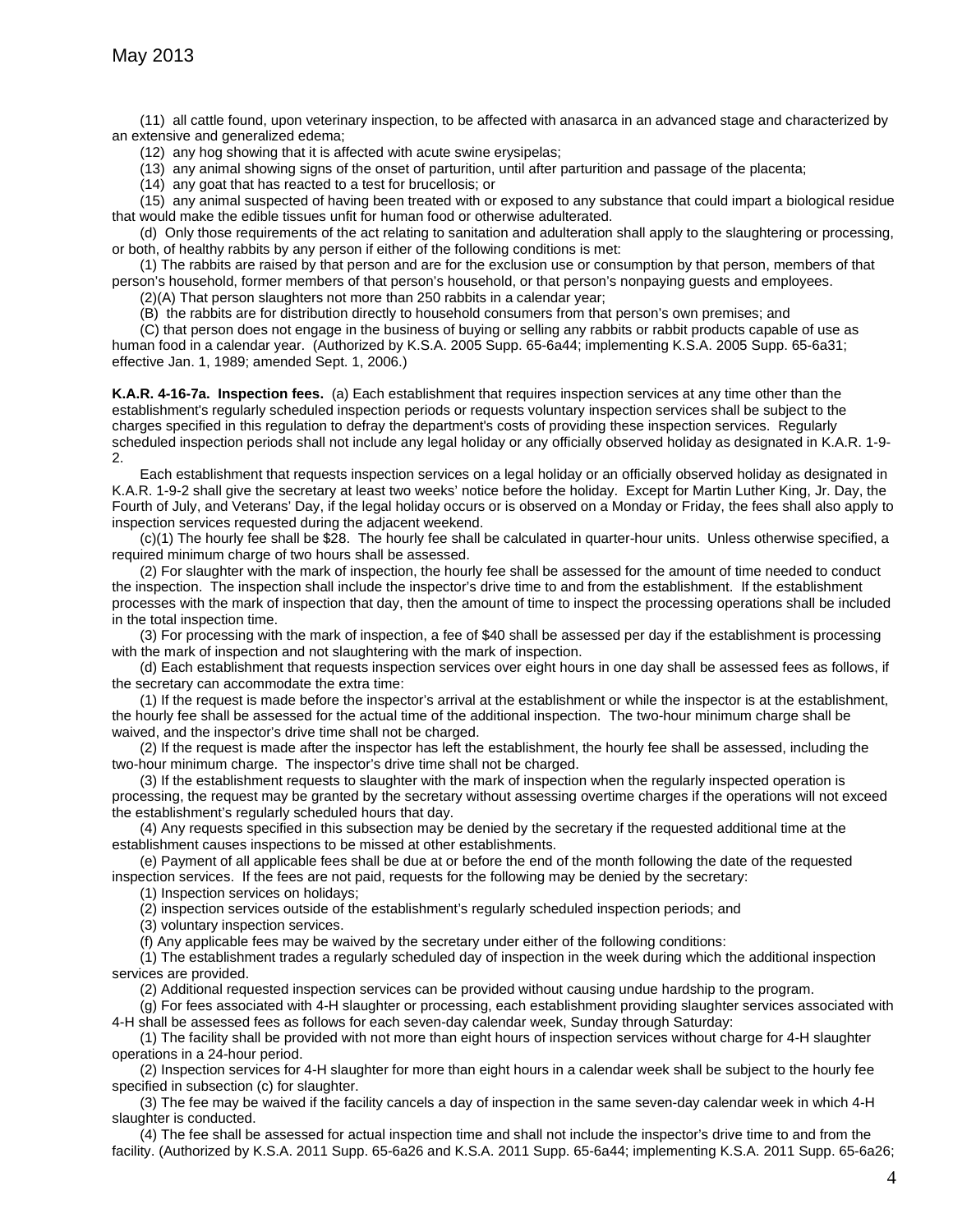(11) all cattle found, upon veterinary inspection, to be affected with anasarca in an advanced stage and characterized by an extensive and generalized edema;

(12) any hog showing that it is affected with acute swine erysipelas;

(13) any animal showing signs of the onset of parturition, until after parturition and passage of the placenta;

(14) any goat that has reacted to a test for brucellosis; or

(15) any animal suspected of having been treated with or exposed to any substance that could impart a biological residue that would make the edible tissues unfit for human food or otherwise adulterated.

(d) Only those requirements of the act relating to sanitation and adulteration shall apply to the slaughtering or processing, or both, of healthy rabbits by any person if either of the following conditions is met:

(1) The rabbits are raised by that person and are for the exclusion use or consumption by that person, members of that person's household, former members of that person's household, or that person's nonpaying guests and employees.

(2)(A) That person slaughters not more than 250 rabbits in a calendar year;

(B) the rabbits are for distribution directly to household consumers from that person's own premises; and

(C) that person does not engage in the business of buying or selling any rabbits or rabbit products capable of use as human food in a calendar year. (Authorized by K.S.A. 2005 Supp. 65-6a44; implementing K.S.A. 2005 Supp. 65-6a31; effective Jan. 1, 1989; amended Sept. 1, 2006.)

**K.A.R. 4-16-7a. Inspection fees.** (a) Each establishment that requires inspection services at any time other than the establishment's regularly scheduled inspection periods or requests voluntary inspection services shall be subject to the charges specified in this regulation to defray the department's costs of providing these inspection services. Regularly scheduled inspection periods shall not include any legal holiday or any officially observed holiday as designated in K.A.R. 1-9-2.

Each establishment that requests inspection services on a legal holiday or an officially observed holiday as designated in K.A.R. 1-9-2 shall give the secretary at least two weeks' notice before the holiday. Except for Martin Luther King, Jr. Day, the Fourth of July, and Veterans' Day, if the legal holiday occurs or is observed on a Monday or Friday, the fees shall also apply to inspection services requested during the adjacent weekend.

(c)(1) The hourly fee shall be $28. The hourly fee shall be calculated in quarter-hour units. Unless otherwise specified, a required minimum charge of two hours shall be assessed.

(2) For slaughter with the mark of inspection, the hourly fee shall be assessed for the amount of time needed to conduct the inspection. The inspection shall include the inspector's drive time to and from the establishment. If the establishment processes with the mark of inspection that day, then the amount of time to inspect the processing operations shall be included in the total inspection time.

(3) For processing with the mark of inspection, a fee of $40 shall be assessed per day if the establishment is processing with the mark of inspection and not slaughtering with the mark of inspection.

(d) Each establishment that requests inspection services over eight hours in one day shall be assessed fees as follows, if the secretary can accommodate the extra time:

(1) If the request is made before the inspector's arrival at the establishment or while the inspector is at the establishment, the hourly fee shall be assessed for the actual time of the additional inspection. The two-hour minimum charge shall be waived, and the inspector's drive time shall not be charged.

(2) If the request is made after the inspector has left the establishment, the hourly fee shall be assessed, including the two-hour minimum charge. The inspector's drive time shall not be charged.

(3) If the establishment requests to slaughter with the mark of inspection when the regularly inspected operation is processing, the request may be granted by the secretary without assessing overtime charges if the operations will not exceed the establishment's regularly scheduled hours that day.

(4) Any requests specified in this subsection may be denied by the secretary if the requested additional time at the establishment causes inspections to be missed at other establishments.

(e) Payment of all applicable fees shall be due at or before the end of the month following the date of the requested inspection services. If the fees are not paid, requests for the following may be denied by the secretary:

(1) Inspection services on holidays;

(2) inspection services outside of the establishment's regularly scheduled inspection periods; and

(3) voluntary inspection services.

(f) Any applicable fees may be waived by the secretary under either of the following conditions:

(1) The establishment trades a regularly scheduled day of inspection in the week during which the additional inspection services are provided.

(2) Additional requested inspection services can be provided without causing undue hardship to the program.

(g) For fees associated with 4-H slaughter or processing, each establishment providing slaughter services associated with 4-H shall be assessed fees as follows for each seven-day calendar week, Sunday through Saturday:

(1) The facility shall be provided with not more than eight hours of inspection services without charge for 4-H slaughter operations in a 24-hour period.

(2) Inspection services for 4-H slaughter for more than eight hours in a calendar week shall be subject to the hourly fee specified in subsection (c) for slaughter.

(3) The fee may be waived if the facility cancels a day of inspection in the same seven-day calendar week in which 4-H slaughter is conducted.

(4) The fee shall be assessed for actual inspection time and shall not include the inspector's drive time to and from the facility. (Authorized by K.S.A. 2011 Supp. 65-6a26 and K.S.A. 2011 Supp. 65-6a44; implementing K.S.A. 2011 Supp. 65-6a26;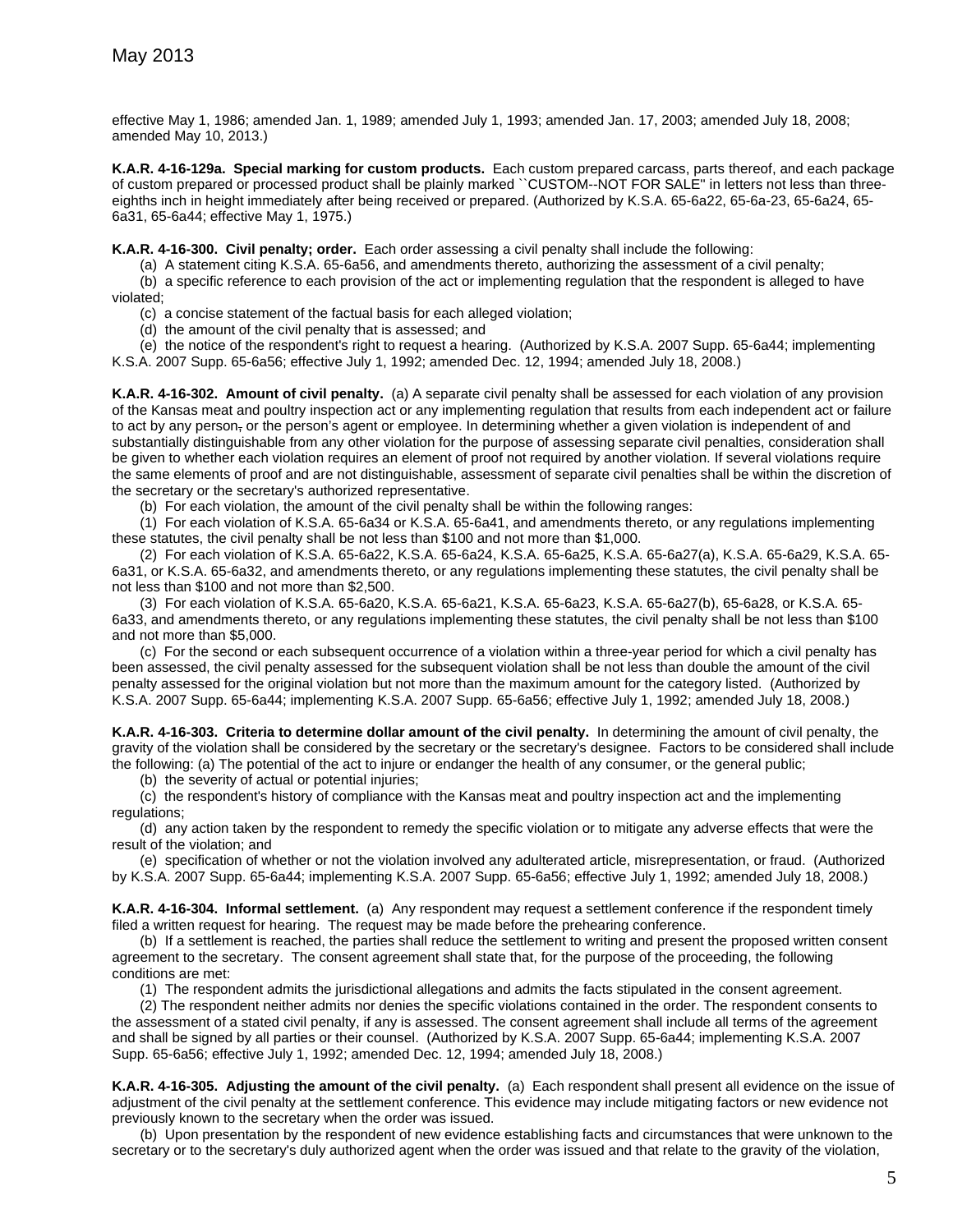effective May 1, 1986; amended Jan. 1, 1989; amended July 1, 1993; amended Jan. 17, 2003; amended July 18, 2008; amended May 10, 2013.)

**K.A.R. 4-16-129a. Special marking for custom products.** Each custom prepared carcass, parts thereof, and each package of custom prepared or processed product shall be plainly marked ``CUSTOM--NOT FOR SALE'' in letters not less than three-eighths inch in height immediately after being received or prepared. (Authorized by K.S.A. 65-6a22, 65-6a-23, 65-6a24, 65-6a31, 65-6a44; effective May 1, 1975.)

**K.A.R. 4-16-300. Civil penalty; order.** Each order assessing a civil penalty shall include the following:

(a) A statement citing K.S.A. 65-6a56, and amendments thereto, authorizing the assessment of a civil penalty;

(b) a specific reference to each provision of the act or implementing regulation that the respondent is alleged to have violated;

(c) a concise statement of the factual basis for each alleged violation;

(d) the amount of the civil penalty that is assessed; and

(e) the notice of the respondent's right to request a hearing. (Authorized by K.S.A. 2007 Supp. 65-6a44; implementing K.S.A. 2007 Supp. 65-6a56; effective July 1, 1992; amended Dec. 12, 1994; amended July 18, 2008.)

**K.A.R. 4-16-302. Amount of civil penalty.** (a) A separate civil penalty shall be assessed for each violation of any provision of the Kansas meat and poultry inspection act or any implementing regulation that results from each independent act or failure to act by any person, or the person's agent or employee. In determining whether a given violation is independent of and substantially distinguishable from any other violation for the purpose of assessing separate civil penalties, consideration shall be given to whether each violation requires an element of proof not required by another violation. If several violations require the same elements of proof and are not distinguishable, assessment of separate civil penalties shall be within the discretion of the secretary or the secretary's authorized representative.

(b) For each violation, the amount of the civil penalty shall be within the following ranges:

(1) For each violation of K.S.A. 65-6a34 or K.S.A. 65-6a41, and amendments thereto, or any regulations implementing these statutes, the civil penalty shall be not less than $100 and not more than $1,000.

(2) For each violation of K.S.A. 65-6a22, K.S.A. 65-6a24, K.S.A. 65-6a25, K.S.A. 65-6a27(a), K.S.A. 65-6a29, K.S.A. 65-6a31, or K.S.A. 65-6a32, and amendments thereto, or any regulations implementing these statutes, the civil penalty shall be not less than $100 and not more than $2,500.

(3) For each violation of K.S.A. 65-6a20, K.S.A. 65-6a21, K.S.A. 65-6a23, K.S.A. 65-6a27(b), 65-6a28, or K.S.A. 65-6a33, and amendments thereto, or any regulations implementing these statutes, the civil penalty shall be not less than $100 and not more than $5,000.

(c) For the second or each subsequent occurrence of a violation within a three-year period for which a civil penalty has been assessed, the civil penalty assessed for the subsequent violation shall be not less than double the amount of the civil penalty assessed for the original violation but not more than the maximum amount for the category listed. (Authorized by K.S.A. 2007 Supp. 65-6a44; implementing K.S.A. 2007 Supp. 65-6a56; effective July 1, 1992; amended July 18, 2008.)

**K.A.R. 4-16-303. Criteria to determine dollar amount of the civil penalty.** In determining the amount of civil penalty, the gravity of the violation shall be considered by the secretary or the secretary's designee. Factors to be considered shall include the following: (a) The potential of the act to injure or endanger the health of any consumer, or the general public;

(b) the severity of actual or potential injuries;

(c) the respondent's history of compliance with the Kansas meat and poultry inspection act and the implementing regulations;

(d) any action taken by the respondent to remedy the specific violation or to mitigate any adverse effects that were the result of the violation; and

(e) specification of whether or not the violation involved any adulterated article, misrepresentation, or fraud. (Authorized by K.S.A. 2007 Supp. 65-6a44; implementing K.S.A. 2007 Supp. 65-6a56; effective July 1, 1992; amended July 18, 2008.)

**K.A.R. 4-16-304. Informal settlement.** (a) Any respondent may request a settlement conference if the respondent timely filed a written request for hearing. The request may be made before the prehearing conference.

(b) If a settlement is reached, the parties shall reduce the settlement to writing and present the proposed written consent agreement to the secretary. The consent agreement shall state that, for the purpose of the proceeding, the following conditions are met:

(1) The respondent admits the jurisdictional allegations and admits the facts stipulated in the consent agreement.

(2) The respondent neither admits nor denies the specific violations contained in the order. The respondent consents to the assessment of a stated civil penalty, if any is assessed. The consent agreement shall include all terms of the agreement and shall be signed by all parties or their counsel. (Authorized by K.S.A. 2007 Supp. 65-6a44; implementing K.S.A. 2007 Supp. 65-6a56; effective July 1, 1992; amended Dec. 12, 1994; amended July 18, 2008.)

**K.A.R. 4-16-305. Adjusting the amount of the civil penalty.** (a) Each respondent shall present all evidence on the issue of adjustment of the civil penalty at the settlement conference. This evidence may include mitigating factors or new evidence not previously known to the secretary when the order was issued.

(b) Upon presentation by the respondent of new evidence establishing facts and circumstances that were unknown to the secretary or to the secretary's duly authorized agent when the order was issued and that relate to the gravity of the violation,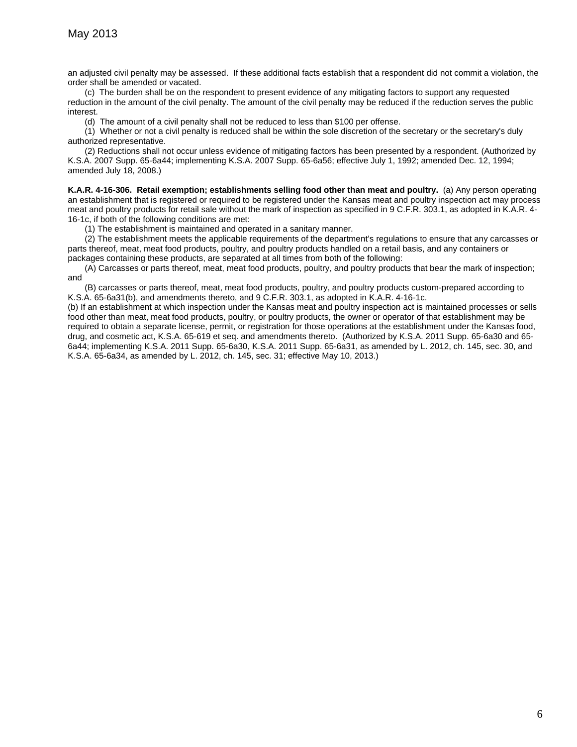an adjusted civil penalty may be assessed. If these additional facts establish that a respondent did not commit a violation, the order shall be amended or vacated.

(c) The burden shall be on the respondent to present evidence of any mitigating factors to support any requested reduction in the amount of the civil penalty. The amount of the civil penalty may be reduced if the reduction serves the public interest.

(d) The amount of a civil penalty shall not be reduced to less than $100 per offense.

(1) Whether or not a civil penalty is reduced shall be within the sole discretion of the secretary or the secretary's duly authorized representative.

(2) Reductions shall not occur unless evidence of mitigating factors has been presented by a respondent. (Authorized by K.S.A. 2007 Supp. 65-6a44; implementing K.S.A. 2007 Supp. 65-6a56; effective July 1, 1992; amended Dec. 12, 1994; amended July 18, 2008.)

**K.A.R. 4-16-306. Retail exemption; establishments selling food other than meat and poultry.** (a) Any person operating an establishment that is registered or required to be registered under the Kansas meat and poultry inspection act may process meat and poultry products for retail sale without the mark of inspection as specified in 9 C.F.R. 303.1, as adopted in K.A.R. 4-16-1c, if both of the following conditions are met:

(1) The establishment is maintained and operated in a sanitary manner.

(2) The establishment meets the applicable requirements of the department's regulations to ensure that any carcasses or parts thereof, meat, meat food products, poultry, and poultry products handled on a retail basis, and any containers or packages containing these products, are separated at all times from both of the following:

(A) Carcasses or parts thereof, meat, meat food products, poultry, and poultry products that bear the mark of inspection; and

(B) carcasses or parts thereof, meat, meat food products, poultry, and poultry products custom-prepared according to K.S.A. 65-6a31(b), and amendments thereto, and 9 C.F.R. 303.1, as adopted in K.A.R. 4-16-1c.

(b) If an establishment at which inspection under the Kansas meat and poultry inspection act is maintained processes or sells food other than meat, meat food products, poultry, or poultry products, the owner or operator of that establishment may be required to obtain a separate license, permit, or registration for those operations at the establishment under the Kansas food, drug, and cosmetic act, K.S.A. 65-619 et seq. and amendments thereto. (Authorized by K.S.A. 2011 Supp. 65-6a30 and 65-6a44; implementing K.S.A. 2011 Supp. 65-6a30, K.S.A. 2011 Supp. 65-6a31, as amended by L. 2012, ch. 145, sec. 30, and K.S.A. 65-6a34, as amended by L. 2012, ch. 145, sec. 31; effective May 10, 2013.)